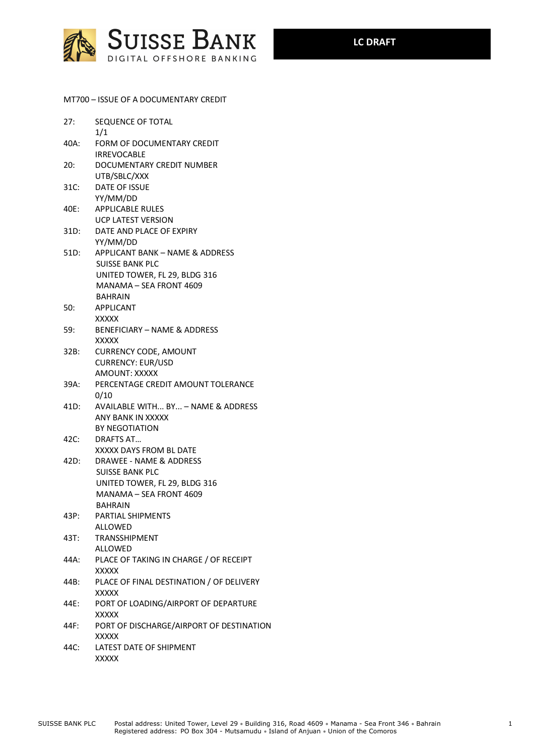**SUISSE BANK**
DIGITAL OFFSHORE BANKING

**LC DRAFT**

MT700 – ISSUE OF A DOCUMENTARY CREDIT

27: SEQUENCE OF TOTAL
1/1

40A: FORM OF DOCUMENTARY CREDIT
IRREVOCABLE

20: DOCUMENTARY CREDIT NUMBER
UTB/SBLC/XXX

31C: DATE OF ISSUE
YY/MM/DD

40E: APPLICABLE RULES
UCP LATEST VERSION

31D: DATE AND PLACE OF EXPIRY
YY/MM/DD

51D: APPLICANT BANK – NAME & ADDRESS
SUISSE BANK PLC
UNITED TOWER, FL 29, BLDG 316
MANAMA – SEA FRONT 4609
BAHRAIN

50: APPLICANT
XXXXX

59: BENEFICIARY – NAME & ADDRESS
XXXXX

32B: CURRENCY CODE, AMOUNT
CURRENCY: EUR/USD
AMOUNT: XXXXX

39A: PERCENTAGE CREDIT AMOUNT TOLERANCE
0/10

41D: AVAILABLE WITH... BY... – NAME & ADDRESS
ANY BANK IN XXXXX
BY NEGOTIATION

42C: DRAFTS AT…
XXXXX DAYS FROM BL DATE

42D: DRAWEE - NAME & ADDRESS
SUISSE BANK PLC
UNITED TOWER, FL 29, BLDG 316
MANAMA – SEA FRONT 4609
BAHRAIN

43P: PARTIAL SHIPMENTS
ALLOWED

43T: TRANSSHIPMENT
ALLOWED

44A: PLACE OF TAKING IN CHARGE / OF RECEIPT
XXXXX

44B: PLACE OF FINAL DESTINATION / OF DELIVERY
XXXXX

44E: PORT OF LOADING/AIRPORT OF DEPARTURE
XXXXX

44F: PORT OF DISCHARGE/AIRPORT OF DESTINATION
XXXXX

44C: LATEST DATE OF SHIPMENT
XXXXX

SUISSE BANK PLC Postal address: United Tower, Level 29 • Building 316, Road 4609 • Manama - Sea Front 346 • Bahrain
Registered address: PO Box 304 - Mutsamudu • Island of Anjuan • Union of the Comoros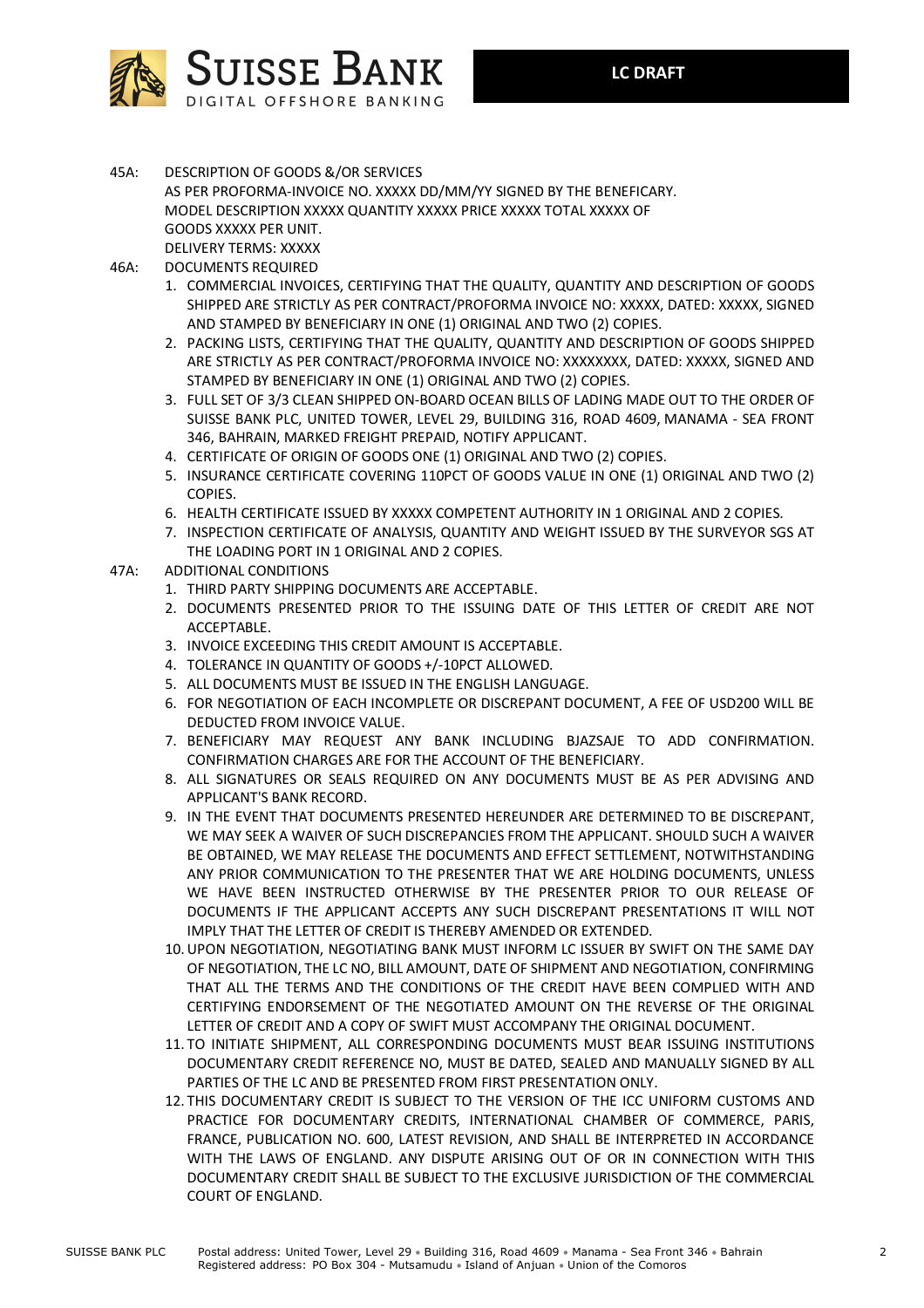45A: DESCRIPTION OF GOODS &/OR SERVICES
AS PER PROFORMA-INVOICE NO. XXXXX DD/MM/YY SIGNED BY THE BENEFICARY.
MODEL DESCRIPTION XXXXX QUANTITY XXXXX PRICE XXXXX TOTAL XXXXX OF GOODS XXXXX PER UNIT.
DELIVERY TERMS: XXXXX

46A: DOCUMENTS REQUIRED

1. COMMERCIAL INVOICES, CERTIFYING THAT THE QUALITY, QUANTITY AND DESCRIPTION OF GOODS SHIPPED ARE STRICTLY AS PER CONTRACT/PROFORMA INVOICE NO: XXXXX, DATED: XXXXX, SIGNED AND STAMPED BY BENEFICIARY IN ONE (1) ORIGINAL AND TWO (2) COPIES.
2. PACKING LISTS, CERTIFYING THAT THE QUALITY, QUANTITY AND DESCRIPTION OF GOODS SHIPPED ARE STRICTLY AS PER CONTRACT/PROFORMA INVOICE NO: XXXXXXXX, DATED: XXXXX, SIGNED AND STAMPED BY BENEFICIARY IN ONE (1) ORIGINAL AND TWO (2) COPIES.
3. FULL SET OF 3/3 CLEAN SHIPPED ON-BOARD OCEAN BILLS OF LADING MADE OUT TO THE ORDER OF SUISSE BANK PLC, UNITED TOWER, LEVEL 29, BUILDING 316, ROAD 4609, MANAMA - SEA FRONT 346, BAHRAIN, MARKED FREIGHT PREPAID, NOTIFY APPLICANT.
4. CERTIFICATE OF ORIGIN OF GOODS ONE (1) ORIGINAL AND TWO (2) COPIES.
5. INSURANCE CERTIFICATE COVERING 110PCT OF GOODS VALUE IN ONE (1) ORIGINAL AND TWO (2) COPIES.
6. HEALTH CERTIFICATE ISSUED BY XXXXX COMPETENT AUTHORITY IN 1 ORIGINAL AND 2 COPIES.
7. INSPECTION CERTIFICATE OF ANALYSIS, QUANTITY AND WEIGHT ISSUED BY THE SURVEYOR SGS AT THE LOADING PORT IN 1 ORIGINAL AND 2 COPIES.

47A: ADDITIONAL CONDITIONS

1. THIRD PARTY SHIPPING DOCUMENTS ARE ACCEPTABLE.
2. DOCUMENTS PRESENTED PRIOR TO THE ISSUING DATE OF THIS LETTER OF CREDIT ARE NOT ACCEPTABLE.
3. INVOICE EXCEEDING THIS CREDIT AMOUNT IS ACCEPTABLE.
4. TOLERANCE IN QUANTITY OF GOODS +/-10PCT ALLOWED.
5. ALL DOCUMENTS MUST BE ISSUED IN THE ENGLISH LANGUAGE.
6. FOR NEGOTIATION OF EACH INCOMPLETE OR DISCREPANT DOCUMENT, A FEE OF USD200 WILL BE DEDUCTED FROM INVOICE VALUE.
7. BENEFICIARY MAY REQUEST ANY BANK INCLUDING BJAZSAJE TO ADD CONFIRMATION. CONFIRMATION CHARGES ARE FOR THE ACCOUNT OF THE BENEFICIARY.
8. ALL SIGNATURES OR SEALS REQUIRED ON ANY DOCUMENTS MUST BE AS PER ADVISING AND APPLICANT'S BANK RECORD.
9. IN THE EVENT THAT DOCUMENTS PRESENTED HEREUNDER ARE DETERMINED TO BE DISCREPANT, WE MAY SEEK A WAIVER OF SUCH DISCREPANCIES FROM THE APPLICANT. SHOULD SUCH A WAIVER BE OBTAINED, WE MAY RELEASE THE DOCUMENTS AND EFFECT SETTLEMENT, NOTWITHSTANDING ANY PRIOR COMMUNICATION TO THE PRESENTER THAT WE ARE HOLDING DOCUMENTS, UNLESS WE HAVE BEEN INSTRUCTED OTHERWISE BY THE PRESENTER PRIOR TO OUR RELEASE OF DOCUMENTS IF THE APPLICANT ACCEPTS ANY SUCH DISCREPANT PRESENTATIONS IT WILL NOT IMPLY THAT THE LETTER OF CREDIT IS THEREBY AMENDED OR EXTENDED.
10. UPON NEGOTIATION, NEGOTIATING BANK MUST INFORM LC ISSUER BY SWIFT ON THE SAME DAY OF NEGOTIATION, THE LC NO, BILL AMOUNT, DATE OF SHIPMENT AND NEGOTIATION, CONFIRMING THAT ALL THE TERMS AND THE CONDITIONS OF THE CREDIT HAVE BEEN COMPLIED WITH AND CERTIFYING ENDORSEMENT OF THE NEGOTIATED AMOUNT ON THE REVERSE OF THE ORIGINAL LETTER OF CREDIT AND A COPY OF SWIFT MUST ACCOMPANY THE ORIGINAL DOCUMENT.
11. TO INITIATE SHIPMENT, ALL CORRESPONDING DOCUMENTS MUST BEAR ISSUING INSTITUTIONS DOCUMENTARY CREDIT REFERENCE NO, MUST BE DATED, SEALED AND MANUALLY SIGNED BY ALL PARTIES OF THE LC AND BE PRESENTED FROM FIRST PRESENTATION ONLY.
12. THIS DOCUMENTARY CREDIT IS SUBJECT TO THE VERSION OF THE ICC UNIFORM CUSTOMS AND PRACTICE FOR DOCUMENTARY CREDITS, INTERNATIONAL CHAMBER OF COMMERCE, PARIS, FRANCE, PUBLICATION NO. 600, LATEST REVISION, AND SHALL BE INTERPRETED IN ACCORDANCE WITH THE LAWS OF ENGLAND. ANY DISPUTE ARISING OUT OF OR IN CONNECTION WITH THIS DOCUMENTARY CREDIT SHALL BE SUBJECT TO THE EXCLUSIVE JURISDICTION OF THE COMMERCIAL COURT OF ENGLAND.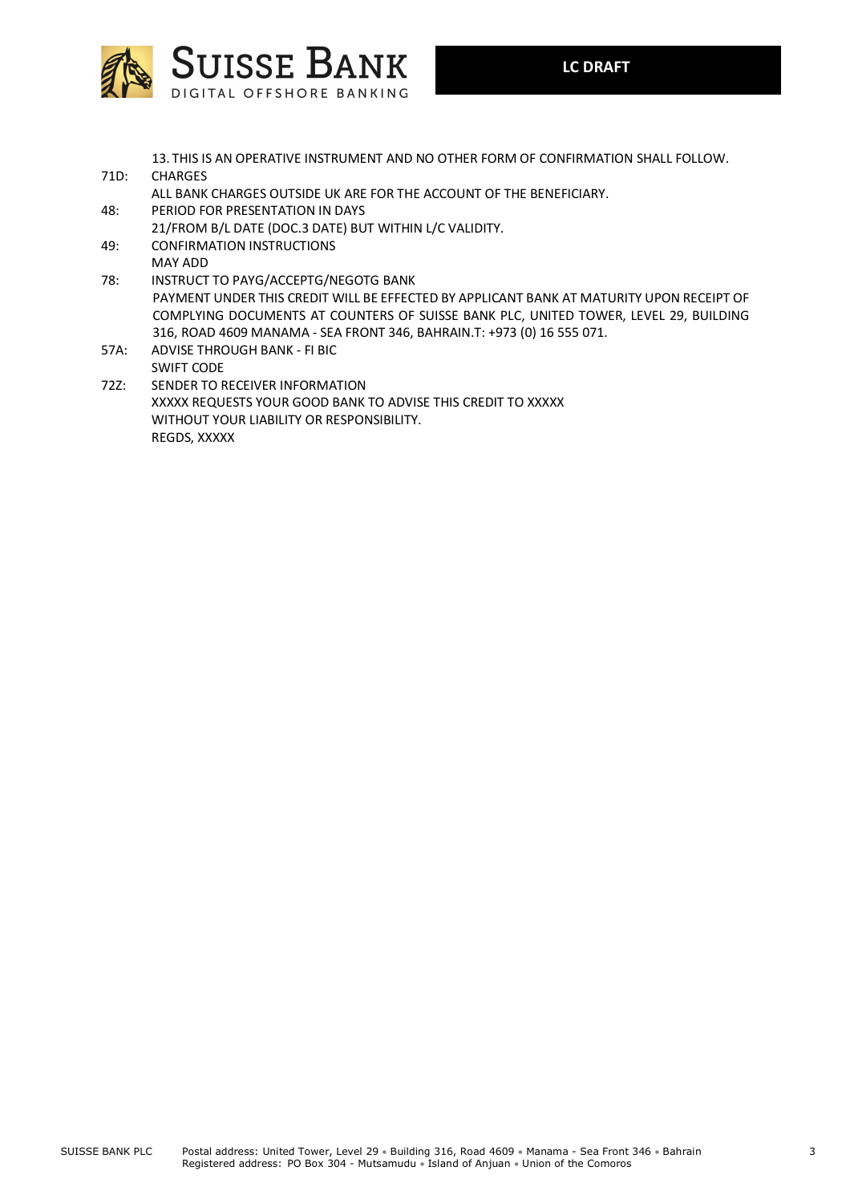13. THIS IS AN OPERATIVE INSTRUMENT AND NO OTHER FORM OF CONFIRMATION SHALL FOLLOW.

71D: CHARGES
ALL BANK CHARGES OUTSIDE UK ARE FOR THE ACCOUNT OF THE BENEFICIARY.

48: PERIOD FOR PRESENTATION IN DAYS
21/FROM B/L DATE (DOC.3 DATE) BUT WITHIN L/C VALIDITY.

49: CONFIRMATION INSTRUCTIONS
MAY ADD

78: INSTRUCT TO PAYG/ACCEPTG/NEGOTG BANK
PAYMENT UNDER THIS CREDIT WILL BE EFFECTED BY APPLICANT BANK AT MATURITY UPON RECEIPT OF COMPLYING DOCUMENTS AT COUNTERS OF SUISSE BANK PLC, UNITED TOWER, LEVEL 29, BUILDING 316, ROAD 4609 MANAMA - SEA FRONT 346, BAHRAIN.T: +973 (0) 16 555 071.

57A: ADVISE THROUGH BANK - FI BIC
SWIFT CODE

72Z: SENDER TO RECEIVER INFORMATION
XXXXX REQUESTS YOUR GOOD BANK TO ADVISE THIS CREDIT TO XXXXX
WITHOUT YOUR LIABILITY OR RESPONSIBILITY.
REGDS, XXXXX